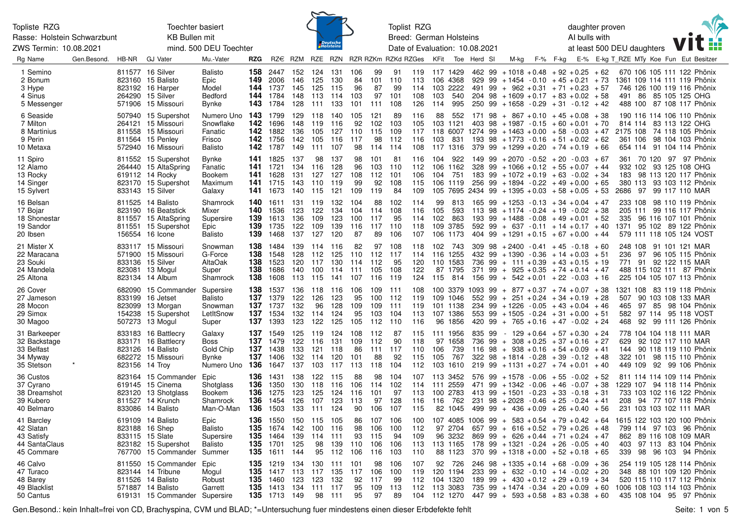Topliste RZG
Rasse: Holstein Schwarzbunt
ZWS Termin: 10.08.2021

Toechter basiert
KB Bullen mit
mind. 500 DEU Toechter

Toplist RZG
Breed: German Holsteins
Date of Evaluation: 10.08.2021

daughter proven
AI bulls with
at least 500 DEU daughters

| Rg | Name | Gen.Besond. | HB-NR | GJ | Vater | Mu.-Vater | RZG | RZ€ | RZM | RZE | RZN | RZR | RZKm | RZKd | RZGes | KFit | Toe | Herd | SI | M-kg | F-% | F-kg | E-% | E-kg | T_RZE | MTy | Koe | Fun | Eut | Besitzer |
|---|---|---|---|---|---|---|---|---|---|---|---|---|---|---|---|---|---|---|---|---|---|---|---|---|---|---|---|---|---|---|
| 1 | Semino | | 811577 | 16 | Silver | Balisto | **158** | 2447 | 152 | 124 | 131 | 106 | 99 | 91 | 119 | 117 | 1429 | 462 | 99 | +1018 | +0.48 | +92 | +0.25 | +62 | 670 | 106 | 105 | 111 | 122 | Phönix |
| 2 | Bonum | | 823160 | 15 | Balisto | Epic | **149** | 2006 | 146 | 125 | 130 | 84 | 101 | 110 | 113 | 106 | 4368 | 929 | 99 | +1454 | -0.10 | +45 | +0.21 | +73 | 1361 | 109 | 114 | 111 | 119 | Phönix |
| 3 | Hype | | 823192 | 16 | Harper | Model | **144** | 1737 | 145 | 125 | 115 | 96 | 87 | 99 | 114 | 103 | 2222 | 491 | 99 | + 962 | +0.31 | +71 | +0.23 | +57 | 746 | 126 | 100 | 119 | 116 | Phönix |
| 4 | Sinus | | 264290 | 15 | Silver | Bedford | **144** | 1784 | 148 | 113 | 114 | 103 | 97 | 101 | 108 | 103 | 540 | 204 | 98 | +1609 | +0.17 | +83 | +0.02 | +58 | 491 | 86 | 85 | 105 | 125 | OHG |
| 5 | Messenger | | 571906 | 15 | Missouri | Bynke | **143** | 1784 | 128 | 111 | 133 | 101 | 111 | 108 | 126 | 114 | 995 | 250 | 99 | +1658 | -0.29 | +31 | -0.12 | +42 | 488 | 100 | 87 | 108 | 117 | Phönix |
| 6 | Seaside | | 507940 | 15 | Supershot | Numero Uno | **143** | 1799 | 129 | 118 | 140 | 105 | 121 | 89 | 116 | 88 | 552 | 171 | 98 | + 867 | +0.10 | +45 | +0.08 | +38 | 190 | 116 | 114 | 106 | 110 | Phönix |
| 7 | Milton | | 264121 | 15 | Missouri | Snowflake | **142** | 1696 | 148 | 119 | 116 | 92 | 102 | 103 | 105 | 103 | 1121 | 403 | 98 | +1987 | -0.15 | +60 | +0.01 | +70 | 814 | 114 | 83 | 113 | 122 | OHG |
| 8 | Martinius | | 811558 | 15 | Missouri | Fanatic | **142** | 1882 | 136 | 105 | 127 | 110 | 115 | 109 | 117 | 118 | 6007 | 1274 | 99 | +1463 | +0.00 | +58 | -0.03 | +47 | 2175 | 108 | 74 | 118 | 105 | Phönix |
| 9 | Perin | | 811564 | 15 | Penley | Frisco | **142** | 1756 | 142 | 105 | 116 | 117 | 98 | 112 | 116 | 103 | 831 | 193 | 98 | +1773 | -0.16 | +51 | +0.02 | +62 | 361 | 106 | 98 | 104 | 103 | Phönix |
| 10 | Metaxa | | 572940 | 16 | Missouri | Balisto | **142** | 1787 | 149 | 111 | 107 | 98 | 114 | 114 | 108 | 117 | 1316 | 379 | 99 | +1299 | +0.20 | +74 | +0.19 | +66 | 654 | 114 | 91 | 104 | 114 | Phönix |
| 11 | Spiro | | 811552 | 15 | Supershot | Bynke | **141** | 1825 | 137 | 98 | 137 | 98 | 101 | 81 | 116 | 104 | 922 | 149 | 99 | +2070 | -0.52 | +20 | -0.03 | +67 | 361 | 70 | 120 | 97 | 97 | Phönix |
| 12 | Alamo | | 264440 | 15 | AltaSpring | Fanatic | **141** | 1721 | 134 | 116 | 128 | 96 | 103 | 110 | 112 | 106 | 1162 | 328 | 99 | +1066 | +0.12 | +55 | +0.07 | +44 | 932 | 102 | 93 | 125 | 108 | OHG |
| 13 | Rocky | | 619112 | 14 | Rocky | Bookem | **141** | 1628 | 131 | 127 | 127 | 108 | 112 | 101 | 106 | 104 | 751 | 183 | 99 | +1072 | +0.19 | +63 | -0.02 | +34 | 183 | 98 | 113 | 120 | 117 | Phönix |
| 14 | Singer | | 823170 | 15 | Supershot | Maximum | **141** | 1715 | 143 | 110 | 119 | 99 | 92 | 108 | 115 | 106 | 1119 | 256 | 99 | +1894 | -0.22 | +49 | +0.00 | +65 | 380 | 113 | 93 | 103 | 112 | Phönix |
| 15 | Sylvert | | 833143 | 15 | Silver | Galaxy | **141** | 1673 | 140 | 115 | 121 | 109 | 119 | 84 | 109 | 105 | 7695 | 2434 | 99 | +1395 | +0.03 | +58 | +0.05 | +53 | 2686 | 97 | 99 | 117 | 110 | MAR |
| 16 | Belsan | | 811525 | 14 | Balisto | Shamrock | **140** | 1611 | 131 | 119 | 132 | 104 | 88 | 102 | 114 | 99 | 813 | 165 | 99 | +1253 | -0.13 | +34 | +0.04 | +47 | 233 | 108 | 98 | 110 | 119 | Phönix |
| 17 | Bojar | | 823190 | 16 | Beatstick | Mixer | **140** | 1536 | 123 | 122 | 134 | 104 | 114 | 108 | 116 | 105 | 593 | 113 | 98 | +1174 | -0.24 | +19 | -0.02 | +38 | 205 | 111 | 99 | 116 | 117 | Phönix |
| 18 | Shonestar | | 811557 | 15 | AltaSpring | Supersire | **139** | 1613 | 136 | 109 | 123 | 100 | 117 | 95 | 114 | 102 | 863 | 193 | 99 | +1488 | -0.08 | +49 | +0.01 | +52 | 335 | 96 | 116 | 107 | 101 | Phönix |
| 19 | Sandor | | 811551 | 15 | Supershot | Epic | **139** | 1735 | 122 | 109 | 139 | 116 | 117 | 110 | 118 | 109 | 3785 | 592 | 99 | + 637 | -0.11 | +14 | +0.17 | +40 | 1371 | 95 | 102 | 89 | 122 | Phönix |
| 20 | Ibsen | | 156554 | 16 | Icone | Balisto | **139** | 1468 | 137 | 127 | 120 | 87 | 89 | 106 | 107 | 106 | 1173 | 404 | 99 | +1291 | +0.15 | +67 | +0.00 | +44 | 579 | 111 | 118 | 105 | 124 | VOST |
| 21 | Mister X | | 833117 | 15 | Missouri | Snowman | **138** | 1484 | 139 | 114 | 116 | 82 | 97 | 108 | 118 | 102 | 743 | 309 | 98 | +2400 | -0.41 | +45 | -0.18 | +60 | 248 | 108 | 91 | 101 | 121 | MAR |
| 22 | Maracana | | 571900 | 15 | Missouri | G-Force | **138** | 1548 | 128 | 112 | 125 | 110 | 112 | 117 | 114 | 116 | 1255 | 432 | 99 | +1390 | -0.36 | +14 | +0.03 | +51 | 236 | 97 | 96 | 105 | 115 | Phönix |
| 23 | Souki | | 833136 | 15 | Silver | AltaOak | **138** | 1523 | 120 | 117 | 130 | 114 | 112 | 95 | 120 | 110 | 1583 | 736 | 99 | + 111 | +0.39 | +43 | +0.15 | +19 | 771 | 91 | 92 | 122 | 115 | MAR |
| 24 | Mandela | | 823081 | 13 | Mogul | Super | **138** | 1686 | 140 | 100 | 114 | 111 | 105 | 108 | 122 | 87 | 1795 | 371 | 99 | + 925 | +0.35 | +74 | +0.14 | +47 | 488 | 115 | 102 | 111 | 87 | Phönix |
| 25 | Altona | | 823134 | 14 | Album | Shamrock | **138** | 1608 | 113 | 115 | 141 | 107 | 116 | 119 | 124 | 115 | 814 | 156 | 99 | + 542 | +0.01 | +22 | -0.03 | +16 | 225 | 104 | 105 | 107 | 113 | Phönix |
| 26 | Cover | | 682090 | 15 | Commander | Supersire | **138** | 1537 | 136 | 118 | 116 | 106 | 109 | 111 | 108 | 100 | 3379 | 1093 | 99 | + 877 | +0.37 | +74 | +0.07 | +38 | 1321 | 108 | 83 | 119 | 118 | Phönix |
| 27 | Jameson | | 833199 | 16 | Jetset | Balisto | **137** | 1379 | 122 | 126 | 123 | 95 | 100 | 112 | 119 | 109 | 1046 | 552 | 99 | + 251 | +0.24 | +34 | +0.19 | +28 | 507 | 90 | 103 | 108 | 133 | MAR |
| 28 | Mocon | | 823099 | 13 | Morgan | Snowman | **137** | 1737 | 132 | 96 | 128 | 109 | 109 | 111 | 119 | 101 | 1138 | 234 | 99 | +1226 | -0.05 | +43 | +0.04 | +46 | 465 | 97 | 85 | 98 | 104 | Phönix |
| 29 | Simox | | 154238 | 15 | Supershot | LetItSnow | **137** | 1534 | 132 | 114 | 124 | 95 | 103 | 104 | 113 | 107 | 1386 | 553 | 99 | +1505 | -0.24 | +31 | +0.00 | +51 | 582 | 97 | 114 | 95 | 118 | VOST |
| 30 | Magoo | | 507273 | 13 | Mogul | Super | **137** | 1393 | 123 | 122 | 125 | 105 | 112 | 110 | 116 | 96 | 1856 | 420 | 99 | + 765 | +0.16 | +47 | -0.02 | +24 | 468 | 92 | 99 | 111 | 126 | Phönix |
| 31 | Barkeeper | | 833183 | 16 | Battlecry | Galaxy | **137** | 1549 | 125 | 119 | 124 | 108 | 112 | 87 | 115 | 111 | 1956 | 835 | 99 | - 129 | +0.64 | +57 | +0.30 | +24 | 778 | 104 | 104 | 118 | 111 | MAR |
| 32 | Backstage | | 833171 | 16 | Battlecry | Boss | **137** | 1479 | 122 | 116 | 131 | 109 | 112 | 90 | 118 | 97 | 1658 | 736 | 99 | + 308 | +0.25 | +37 | +0.16 | +27 | 629 | 92 | 102 | 117 | 110 | MAR |
| 33 | Belfast | | 823126 | 14 | Balisto | Gold Chip | **137** | 1438 | 133 | 121 | 118 | 86 | 111 | 117 | 110 | 106 | 739 | 116 | 98 | + 938 | +0.16 | +54 | +0.09 | +41 | 144 | 90 | 118 | 119 | 110 | Phönix |
| 34 | Myway | | 682272 | 15 | Missouri | Bynke | **137** | 1406 | 132 | 114 | 120 | 101 | 88 | 92 | 115 | 105 | 767 | 322 | 98 | +1814 | -0.28 | +39 | -0.12 | +48 | 322 | 101 | 98 | 115 | 110 | Phönix |
| 35 | Stetson | * | 823156 | 14 | Troy | Numero Uno | **136** | 1647 | 137 | 103 | 117 | 113 | 118 | 104 | 112 | 103 | 1610 | 219 | 99 | +1131 | +0.27 | +74 | +0.01 | +40 | 449 | 109 | 92 | 99 | 106 | Phönix |
| 36 | Custos | | 823164 | 15 | Commander | Epic | **136** | 1431 | 138 | 122 | 115 | 88 | 98 | 104 | 107 | 113 | 3452 | 576 | 99 | +1578 | -0.06 | +55 | -0.02 | +52 | 811 | 114 | 114 | 109 | 114 | Phönix |
| 37 | Cyrano | | 619145 | 15 | Cinema | Shotglass | **136** | 1350 | 130 | 118 | 116 | 106 | 114 | 102 | 114 | 111 | 2559 | 471 | 99 | +1342 | -0.06 | +46 | -0.07 | +38 | 1229 | 107 | 94 | 118 | 114 | Phönix |
| 38 | Dreamshot | | 823120 | 13 | Shotglass | Bookem | **136** | 1275 | 123 | 125 | 124 | 116 | 101 | 97 | 113 | 100 | 2783 | 413 | 99 | +1501 | -0.23 | +33 | -0.18 | +31 | 733 | 103 | 102 | 116 | 122 | Phönix |
| 39 | Kubero | | 811527 | 14 | Krunch | Shamrock | **136** | 1454 | 126 | 107 | 123 | 113 | 97 | 128 | 116 | 116 | 762 | 231 | 98 | +2028 | -0.46 | +25 | -0.24 | +41 | 208 | 94 | 77 | 107 | 118 | Phönix |
| 40 | Belmaro | | 833086 | 14 | Balisto | Man-O-Man | **136** | 1503 | 133 | 111 | 124 | 90 | 106 | 107 | 115 | 82 | 1045 | 499 | 99 | + 436 | +0.09 | +26 | +0.40 | +56 | 231 | 103 | 103 | 102 | 111 | MAR |
| 41 | Barcley | | 619109 | 14 | Balisto | Epic | **136** | 1550 | 150 | 115 | 105 | 86 | 107 | 106 | 100 | 107 | 4085 | 1006 | 99 | + 583 | +0.54 | +79 | +0.42 | +64 | 1615 | 122 | 103 | 120 | 100 | Phönix |
| 42 | Slatan | | 823188 | 16 | Shep | Balisto | **135** | 1674 | 142 | 100 | 116 | 98 | 106 | 100 | 112 | 97 | 2704 | 657 | 99 | + 616 | +0.52 | +79 | +0.26 | +48 | 799 | 114 | 97 | 103 | 96 | Phönix |
| 43 | Satisfy | | 833115 | 15 | Slate | Supersire | **135** | 1464 | 139 | 114 | 111 | 93 | 115 | 94 | 109 | 96 | 3232 | 869 | 99 | + 626 | +0.44 | +71 | +0.24 | +47 | 862 | 89 | 116 | 108 | 109 | MAR |
| 44 | SantaClaus | | 823182 | 15 | Supershot | Balisto | **135** | 1701 | 125 | 98 | 139 | 110 | 106 | 106 | 113 | 113 | 1165 | 178 | 99 | +1321 | -0.24 | +26 | -0.05 | +40 | 403 | 97 | 113 | 83 | 104 | Phönix |
| 45 | Commare | | 767700 | 15 | Commander | Summer | **135** | 1611 | 144 | 95 | 112 | 106 | 116 | 103 | 110 | 88 | 1123 | 370 | 99 | +1318 | +0.00 | +52 | +0.18 | +65 | 339 | 98 | 96 | 103 | 94 | Phönix |
| 46 | Calvo | | 811550 | 15 | Commander | Epic | **135** | 1219 | 134 | 130 | 111 | 101 | 98 | 106 | 107 | 92 | 726 | 246 | 98 | +1335 | +0.14 | +68 | -0.09 | +36 | 254 | 119 | 105 | 128 | 114 | Phönix |
| 47 | Turaco | | 823144 | 14 | Tribune | Mogul | **135** | 1417 | 113 | 117 | 135 | 117 | 106 | 100 | 119 | 120 | 1194 | 233 | 99 | + 632 | -0.10 | +14 | -0.02 | +20 | 348 | 88 | 101 | 109 | 120 | Phönix |
| 48 | Barey | | 811526 | 14 | Balisto | Robust | **135** | 1460 | 123 | 123 | 132 | 92 | 117 | 99 | 112 | 104 | 1320 | 189 | 99 | + 430 | +0.12 | +29 | +0.19 | +34 | 520 | 115 | 110 | 117 | 112 | Phönix |
| 49 | Blacklist | | 571887 | 14 | Balisto | Garrett | **135** | 1413 | 134 | 111 | 117 | 95 | 109 | 113 | 112 | 113 | 3083 | 735 | 99 | +1474 | -0.34 | +20 | +0.09 | +60 | 1006 | 108 | 103 | 114 | 103 | Phönix |
| 50 | Cantus | | 619131 | 15 | Commander | Supersire | **135** | 1713 | 149 | 98 | 111 | 95 | 97 | 89 | 104 | 112 | 1270 | 447 | 99 | + 593 | +0.58 | +83 | +0.38 | +60 | 435 | 108 | 104 | 95 | 97 | Phönix |

Gen.Besond.: kein Inhalt=frei von CD, Brachyspina, CVM und BLAD; *=Untersuchung fuer mindestens einen dieser Erbdefekte fehlt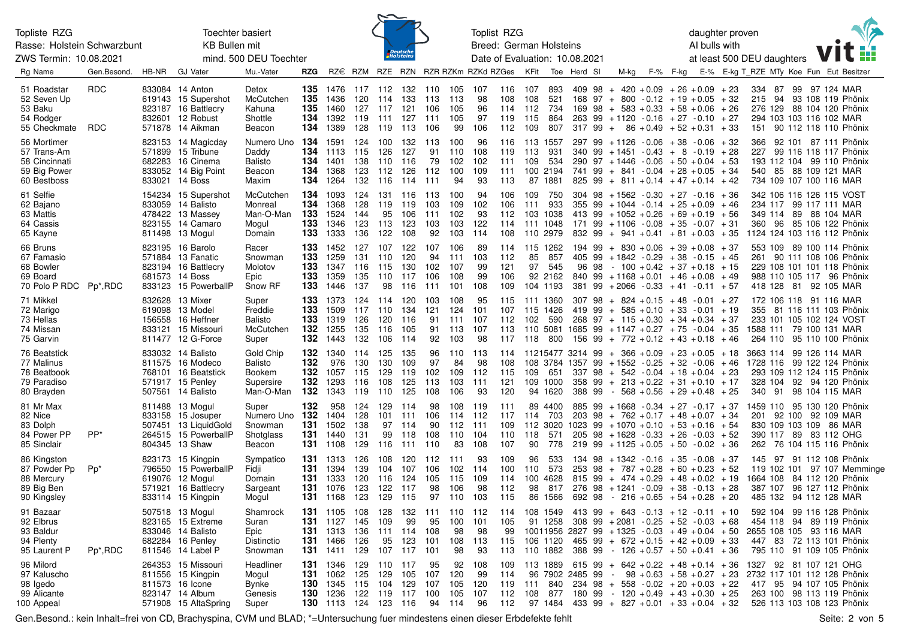| Rg | Name | Gen.Besond. | HB-NR | GJ | Vater | Mu.-Vater | RZG | RZ€ | RZM | RZE | RZN | RZR | RZKm | RZKd | RZGes | KFit | Toe | Herd | SI | M-kg | F-% | F-kg | E-% | E-kg | T_RZE | MTy | Koe | Fun | Eut | Besitzer |
|---|---|---|---|---|---|---|---|---|---|---|---|---|---|---|---|---|---|---|---|---|---|---|---|---|---|---|---|---|---|---|
| 51 | Roadstar | RDC | 833084 | 14 | Anton | Detox | 135 | 1476 | 117 | 112 | 132 | 110 | 105 | 107 | 116 | 107 | 893 | 409 | 98 | +420 | +0.09 | +26 | +0.09 | +23 | 334 | 87 | 99 | 97 | 124 | MAR |
| 52 | Seven Up | | 619143 | 15 | Supershot | McCutchen | 135 | 1436 | 120 | 114 | 133 | 113 | 113 | 98 | 108 | 108 | 521 | 168 | 97 | +800 | -0.12 | +19 | +0.05 | +32 | 215 | 94 | 93 | 108 | 119 | Phönix |
| 53 | Baku | | 823187 | 16 | Battlecry | Kahuna | 135 | 1460 | 127 | 117 | 121 | 106 | 105 | 96 | 114 | 112 | 734 | 169 | 98 | +583 | +0.33 | +58 | +0.06 | +26 | 276 | 129 | 88 | 104 | 120 | Phönix |
| 54 | Rodger | | 832601 | 12 | Robust | Shottle | 134 | 1392 | 119 | 111 | 127 | 112 | 105 | 97 | 119 | 115 | 864 | 263 | 99 | +1120 | -0.16 | +27 | -0.10 | +27 | 294 | 103 | 103 | 116 | 102 | MAR |
| 55 | Checkmate | RDC | 571878 | 14 | Aikman | Beacon | 134 | 1389 | 128 | 119 | 113 | 106 | 99 | 106 | 112 | 109 | 807 | 317 | 99 | +86 | +0.49 | +52 | +0.31 | +33 | 151 | 90 | 112 | 118 | 110 | Phönix |
| 56 | Mortimer | | 823153 | 14 | Magicday | Numero Uno | 134 | 1591 | 124 | 100 | 132 | 113 | 100 | 96 | 116 | 113 | 1557 | 297 | 99 | +1126 | -0.06 | +38 | -0.06 | +32 | 366 | 92 | 101 | 87 | 111 | Phönix |
| 57 | Trans-Am | | 571899 | 15 | Tribune | Daddy | 134 | 1113 | 115 | 126 | 127 | 91 | 110 | 108 | 119 | 113 | 931 | 230 | 99 | +1451 | -0.43 | +8 | -0.19 | +28 | 227 | 99 | 116 | 118 | 117 | Phönix |
| 58 | Cincinnati | | 682283 | 16 | Cinema | Balisto | 134 | 1401 | 138 | 110 | 116 | 79 | 102 | 102 | 111 | 109 | 534 | 290 | 97 | +1446 | -0.06 | +50 | +0.04 | +53 | 193 | 112 | 104 | 99 | 110 | Phönix |
| 59 | Big Power | | 833052 | 14 | Big Point | Beacon | 134 | 1368 | 123 | 112 | 126 | 112 | 100 | 109 | 111 | 100 | 2194 | 741 | 99 | +841 | -0.04 | +28 | +0.05 | +34 | 540 | 85 | 88 | 109 | 121 | MAR |
| 60 | Bestboss | | 833021 | 14 | Boss | Maxim | 134 | 1264 | 132 | 116 | 114 | 111 | 94 | 93 | 113 | 87 | 1881 | 825 | 99 | +811 | +0.14 | +47 | +0.14 | +42 | 734 | 109 | 107 | 100 | 116 | MAR |
| 61 | Selfie | | 154234 | 15 | Supershot | McCutchen | 134 | 1093 | 124 | 131 | 116 | 113 | 100 | 94 | 106 | 109 | 750 | 304 | 98 | +1562 | -0.30 | +27 | -0.16 | +36 | 342 | 106 | 116 | 126 | 115 | VOST |
| 62 | Bajano | | 833059 | 14 | Balisto | Monreal | 134 | 1368 | 128 | 119 | 119 | 103 | 109 | 102 | 106 | 111 | 933 | 355 | 99 | +1044 | -0.14 | +25 | +0.09 | +46 | 234 | 117 | 99 | 117 | 111 | MAR |
| 63 | Mattis | | 478422 | 13 | Massey | Man-O-Man | 133 | 1524 | 144 | 95 | 106 | 111 | 102 | 93 | 112 | 103 | 1038 | 413 | 99 | +1052 | +0.26 | +69 | +0.19 | +56 | 349 | 114 | 89 | 88 | 104 | MAR |
| 64 | Cassis | | 823155 | 14 | Camaro | Mogul | 133 | 1346 | 123 | 113 | 123 | 103 | 103 | 122 | 114 | 111 | 1048 | 171 | 99 | +1106 | -0.08 | +35 | -0.07 | +31 | 360 | 96 | 85 | 106 | 122 | Phönix |
| 65 | Kayne | | 811498 | 13 | Mogul | Domain | 133 | 1333 | 136 | 122 | 108 | 92 | 103 | 114 | 108 | 110 | 2979 | 832 | 99 | +941 | +0.41 | +81 | +0.03 | +35 | 1124 | 124 | 103 | 116 | 112 | Phönix |
| 66 | Bruns | | 823195 | 16 | Barolo | Racer | 133 | 1452 | 127 | 107 | 122 | 107 | 106 | 89 | 114 | 115 | 1262 | 194 | 99 | +830 | +0.06 | +39 | +0.08 | +37 | 553 | 109 | 89 | 100 | 114 | Phönix |
| 67 | Famasio | | 571884 | 13 | Fanatic | Snowman | 133 | 1259 | 131 | 110 | 120 | 94 | 111 | 103 | 112 | 85 | 857 | 405 | 99 | +1842 | -0.29 | +38 | -0.15 | +45 | 261 | 90 | 111 | 108 | 106 | Phönix |
| 68 | Bowler | | 823194 | 16 | Battlecry | Molotov | 133 | 1347 | 116 | 115 | 130 | 102 | 107 | 99 | 121 | 97 | 545 | 96 | 98 | -100 | +0.42 | +37 | +0.18 | +15 | 229 | 108 | 101 | 101 | 118 | Phönix |
| 69 | Board | | 681573 | 14 | Boss | Epic | 133 | 1359 | 135 | 110 | 117 | 106 | 108 | 99 | 106 | 92 | 2162 | 840 | 99 | +1168 | +0.01 | +46 | +0.08 | +49 | 988 | 110 | 105 | 117 | 96 | Phönix |
| 70 | Polo P RDC | Pp*,RDC | 833123 | 15 | PowerballP | Snow RF | 133 | 1446 | 137 | 98 | 116 | 111 | 101 | 108 | 109 | 104 | 1193 | 381 | 99 | +2066 | -0.33 | +41 | -0.11 | +57 | 418 | 128 | 81 | 92 | 105 | MAR |
| 71 | Mikkel | | 823628 | 13 | Mixer | Super | 133 | 1373 | 124 | 114 | 120 | 103 | 108 | 95 | 115 | 111 | 1360 | 307 | 98 | +824 | +0.15 | +48 | -0.01 | +27 | 172 | 106 | 118 | 91 | 116 | MAR |
| 72 | Marigo | | 619098 | 13 | Model | Freddie | 133 | 1509 | 117 | 110 | 134 | 121 | 124 | 101 | 107 | 115 | 1426 | 419 | 99 | +585 | +0.10 | +33 | -0.01 | +19 | 355 | 81 | 116 | 111 | 103 | Phönix |
| 73 | Hellas | | 156558 | 16 | Heffner | Balisto | 133 | 1319 | 126 | 120 | 116 | 91 | 111 | 107 | 112 | 102 | 590 | 268 | 97 | +115 | +0.30 | +34 | +0.34 | +37 | 233 | 101 | 105 | 102 | 124 | VOST |
| 74 | Missan | | 833121 | 15 | Missouri | McCutchen | 132 | 1255 | 135 | 116 | 105 | 91 | 113 | 107 | 113 | 110 | 5081 | 1685 | 99 | +1147 | +0.27 | +75 | -0.04 | +35 | 1588 | 111 | 79 | 100 | 131 | MAR |
| 75 | Garvin | | 811477 | 12 | G-Force | Super | 132 | 1443 | 132 | 106 | 114 | 92 | 103 | 98 | 117 | 118 | 800 | 156 | 99 | +772 | +0.12 | +43 | +0.18 | +46 | 264 | 110 | 95 | 110 | 100 | Phönix |
| 76 | Beatstick | | 833032 | 14 | Balisto | Gold Chip | 132 | 1340 | 114 | 125 | 135 | 96 | 110 | 113 | 114 | 112 | 15477 | 3214 | 99 | +366 | +0.09 | +23 | +0.05 | +18 | 3663 | 114 | 99 | 126 | 114 | MAR |
| 77 | Malinus | | 811575 | 16 | Modeco | Balisto | 132 | 976 | 130 | 130 | 109 | 97 | 84 | 98 | 108 | 108 | 3784 | 1357 | 99 | +1552 | -0.25 | +32 | -0.06 | +46 | 1728 | 116 | 99 | 122 | 124 | Phönix |
| 78 | Beatbook | | 768101 | 16 | Beatstick | Bookem | 132 | 1057 | 115 | 129 | 119 | 102 | 109 | 112 | 115 | 109 | 651 | 337 | 98 | +542 | -0.04 | +18 | +0.04 | +23 | 293 | 109 | 112 | 124 | 115 | Phönix |
| 79 | Paradiso | | 571917 | 15 | Penley | Supersire | 132 | 1293 | 116 | 108 | 125 | 113 | 103 | 111 | 121 | 109 | 1000 | 358 | 99 | +213 | +0.22 | +31 | +0.10 | +17 | 328 | 104 | 92 | 94 | 120 | Phönix |
| 80 | Brayden | | 507561 | 14 | Balisto | Man-O-Man | 132 | 1343 | 119 | 110 | 125 | 108 | 106 | 93 | 120 | 94 | 1620 | 388 | 99 | -568 | +0.56 | +29 | +0.48 | +25 | 340 | 91 | 98 | 104 | 115 | MAR |
| 81 | Mr Max | | 811488 | 13 | Mogul | Super | 132 | 958 | 124 | 129 | 114 | 98 | 108 | 119 | 111 | 89 | 4400 | 885 | 99 | +1668 | -0.34 | +27 | -0.17 | +37 | 1459 | 110 | 95 | 130 | 120 | Phönix |
| 82 | Nice | | 833158 | 15 | Josuper | Numero Uno | 132 | 1404 | 128 | 101 | 111 | 106 | 114 | 112 | 117 | 114 | 703 | 203 | 98 | +762 | +0.17 | +48 | +0.07 | +34 | 201 | 92 | 100 | 92 | 109 | MAR |
| 83 | Dolph | | 507451 | 13 | LiquidGold | Snowman | 131 | 1502 | 138 | 97 | 114 | 90 | 112 | 111 | 109 | 112 | 3020 | 1023 | 99 | +1070 | +0.10 | +53 | +0.16 | +54 | 830 | 109 | 103 | 109 | 86 | MAR |
| 84 | Power PP | PP* | 264515 | 15 | PowerballP | Shotglass | 131 | 1440 | 131 | 99 | 118 | 108 | 110 | 104 | 110 | 118 | 571 | 205 | 98 | +1628 | -0.33 | +26 | -0.03 | +52 | 390 | 117 | 89 | 83 | 112 | OHG |
| 85 | Sinclair | | 804345 | 13 | Shaw | Beacon | 131 | 1108 | 129 | 116 | 111 | 110 | 83 | 108 | 107 | 90 | 778 | 219 | 99 | +1125 | +0.05 | +50 | -0.02 | +36 | 262 | 76 | 104 | 115 | 116 | Phönix |
| 86 | Kingston | | 823173 | 15 | Kingpin | Sympatico | 131 | 1313 | 126 | 108 | 120 | 112 | 111 | 93 | 109 | 96 | 533 | 134 | 98 | +1342 | -0.16 | +35 | -0.08 | +37 | 145 | 97 | 91 | 112 | 108 | Phönix |
| 87 | Powder Pp | Pp* | 796550 | 15 | PowerballP | Fidji | 131 | 1394 | 139 | 104 | 107 | 106 | 102 | 114 | 100 | 110 | 573 | 253 | 98 | +787 | +0.28 | +60 | +0.23 | +52 | 119 | 102 | 101 | 97 | 107 | Memminge |
| 88 | Mercury | | 619076 | 12 | Mogul | Domain | 131 | 1333 | 120 | 116 | 124 | 105 | 115 | 109 | 114 | 100 | 4628 | 815 | 99 | +474 | +0.29 | +48 | +0.02 | +19 | 1664 | 108 | 84 | 112 | 120 | Phönix |
| 89 | Big Ben | | 571921 | 16 | Battlecry | Sargeant | 131 | 1076 | 123 | 122 | 117 | 98 | 106 | 98 | 112 | 98 | 817 | 276 | 98 | +1241 | -0.09 | +38 | -0.13 | +28 | 387 | 107 | 96 | 127 | 112 | Phönix |
| 90 | Kingsley | | 833114 | 15 | Kingpin | Mogul | 131 | 1168 | 123 | 129 | 115 | 97 | 110 | 103 | 115 | 86 | 1566 | 692 | 98 | -216 | +0.65 | +54 | +0.28 | +20 | 485 | 132 | 94 | 112 | 128 | MAR |
| 91 | Bazaar | | 507518 | 13 | Mogul | Shamrock | 131 | 1105 | 108 | 128 | 132 | 111 | 110 | 112 | 114 | 108 | 1549 | 413 | 99 | +643 | -0.13 | +12 | -0.11 | +10 | 592 | 104 | 99 | 116 | 128 | Phönix |
| 92 | Elbrus | | 823165 | 15 | Extreme | Suran | 131 | 1127 | 145 | 109 | 99 | 95 | 100 | 101 | 105 | 91 | 1258 | 308 | 99 | +2081 | -0.25 | +52 | -0.03 | +68 | 454 | 118 | 94 | 89 | 119 | Phönix |
| 93 | Baldur | | 833046 | 14 | Balisto | Epic | 131 | 1313 | 136 | 111 | 114 | 108 | 98 | 98 | 99 | 100 | 11956 | 2827 | 99 | +1325 | -0.03 | +49 | +0.04 | +50 | 2655 | 108 | 105 | 93 | 116 | MAR |
| 94 | Plenty | | 682284 | 16 | Penley | Distinctio | 131 | 1466 | 126 | 95 | 123 | 101 | 108 | 113 | 115 | 106 | 1120 | 465 | 99 | +672 | +0.15 | +42 | +0.09 | +33 | 447 | 83 | 72 | 113 | 101 | Phönix |
| 95 | Laurent P | Pp*,RDC | 811546 | 14 | Label P | Snowman | 131 | 1411 | 129 | 107 | 117 | 101 | 98 | 93 | 113 | 110 | 1882 | 388 | 99 | -126 | +0.57 | +50 | +0.41 | +36 | 795 | 110 | 91 | 109 | 105 | Phönix |
| 96 | Milord | | 264353 | 15 | Missouri | Headliner | 131 | 1346 | 129 | 110 | 117 | 95 | 92 | 108 | 109 | 113 | 1889 | 615 | 99 | +642 | +0.22 | +48 | +0.14 | +36 | 1327 | 92 | 81 | 107 | 121 | OHG |
| 97 | Kaluscho | | 811556 | 15 | Kingpin | Mogul | 131 | 1062 | 125 | 129 | 105 | 107 | 120 | 99 | 114 | 96 | 7902 | 2485 | 99 | -98 | +0.63 | +58 | +0.27 | +23 | 2732 | 117 | 101 | 112 | 128 | Phönix |
| 98 | Igedo | | 811573 | 16 | Icone | Bynke | 130 | 1345 | 115 | 104 | 129 | 107 | 105 | 120 | 119 | 111 | 840 | 234 | 98 | +558 | -0.02 | +20 | +0.03 | +22 | 417 | 95 | 94 | 107 | 105 | Phönix |
| 99 | Alicante | | 823147 | 14 | Album | Genesis | 130 | 1236 | 122 | 119 | 117 | 100 | 105 | 107 | 112 | 108 | 877 | 180 | 99 | -120 | +0.49 | +43 | +0.30 | +25 | 263 | 100 | 98 | 113 | 119 | Phönix |
| 100 | Appeal | | 571908 | 15 | AltaSpring | Super | 130 | 1113 | 124 | 123 | 116 | 94 | 114 | 96 | 112 | 97 | 1484 | 433 | 99 | +827 | +0.01 | +33 | +0.04 | +32 | 526 | 113 | 103 | 108 | 123 | Phönix |

Gen.Besond.: kein Inhalt=frei von CD, Brachyspina, CVM und BLAD; *=Untersuchung fuer mindestens einen dieser Erbdefekte fehlt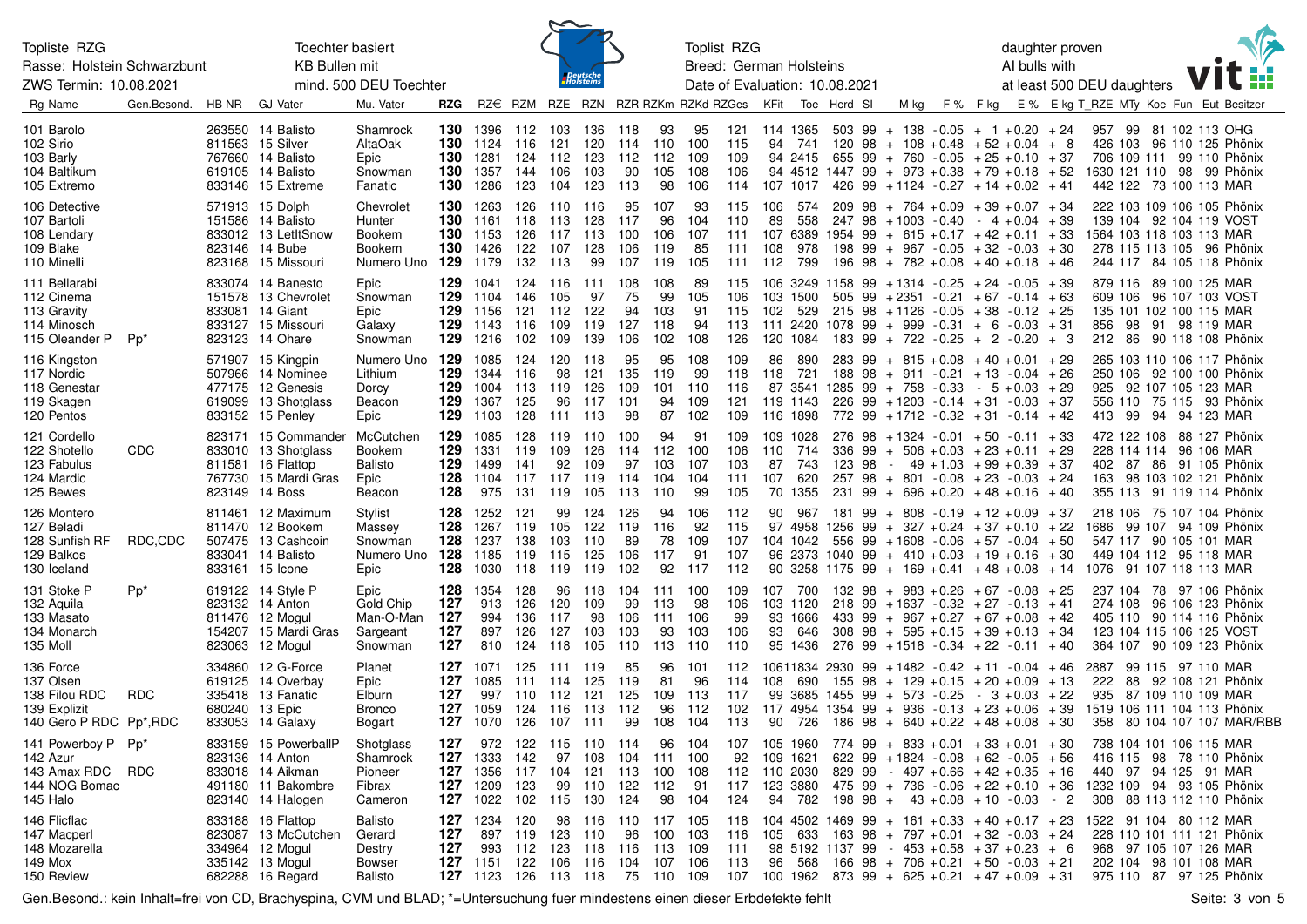Topliste RZG
Rasse: Holstein Schwarzbunt
ZWS Termin: 10.08.2021

Toechter basiert
KB Bullen mit
mind. 500 DEU Toechter

Toplist RZG
Breed: German Holsteins
Date of Evaluation: 10.08.2021

daughter proven
AI bulls with
at least 500 DEU daughters

| Rg | Name | Gen.Besond. | HB-NR | GJ | Vater | Mu.-Vater | RZG | RZ€ | RZM | RZE | RZN | RZR | RZKm | RZKd | RZGes | KFit | Toe | Herd | SI | | M-kg | F-% | F-kg | E-% | E-kg | T_RZE | MTy | Koe | Fun | Eut | Besitzer |
|---|---|---|---|---|---|---|---|---|---|---|---|---|---|---|---|---|---|---|---|---|---|---|---|---|---|---|---|---|---|---|---|
| 101 | Barolo | | 263550 | 14 | Balisto | Shamrock | 130 | 1396 | 112 | 103 | 136 | 118 | 93 | 95 | 121 | 114 | 1365 | 503 | 99 | + | 138 | -0.05 | + 1 | +0.20 | + 24 | 957 | 99 | 81 | 102 | 113 | OHG |
| 102 | Sirio | | 811563 | 15 | Silver | AltaOak | 130 | 1124 | 116 | 121 | 120 | 114 | 110 | 100 | 115 | 94 | 741 | 120 | 98 | + | 108 | +0.48 | + 52 | +0.04 | + 8 | 426 | 103 | 96 | 110 | 125 | Phönix |
| 103 | Barly | | 767660 | 14 | Balisto | Epic | 130 | 1281 | 124 | 112 | 123 | 112 | 112 | 109 | 109 | 94 | 2415 | 655 | 99 | + | 760 | -0.05 | + 25 | +0.10 | + 37 | 706 | 109 | 111 | 99 | 110 | Phönix |
| 104 | Baltikum | | 619105 | 14 | Balisto | Snowman | 130 | 1357 | 144 | 106 | 103 | 90 | 105 | 108 | 106 | 94 | 4512 | 1447 | 99 | + | 973 | +0.38 | + 79 | +0.18 | + 52 | 1630 | 121 | 110 | 98 | 99 | Phönix |
| 105 | Extremo | | 833146 | 15 | Extreme | Fanatic | 130 | 1286 | 123 | 104 | 123 | 113 | 98 | 106 | 114 | 107 | 1017 | 426 | 99 | + | 1124 | -0.27 | + 14 | +0.02 | + 41 | 442 | 122 | 73 | 100 | 113 | MAR |
| 106 | Detective | | 571913 | 15 | Dolph | Chevrolet | 130 | 1263 | 126 | 110 | 116 | 95 | 107 | 93 | 115 | 106 | 574 | 209 | 98 | + | 764 | +0.09 | + 39 | +0.07 | + 34 | 222 | 103 | 109 | 106 | 105 | Phönix |
| 107 | Bartoli | | 151586 | 14 | Balisto | Hunter | 130 | 1161 | 118 | 113 | 128 | 117 | 96 | 104 | 110 | 89 | 558 | 247 | 98 | + | 1003 | -0.40 | - 4 | +0.04 | + 39 | 139 | 104 | 92 | 104 | 119 | VOST |
| 108 | Lendary | | 833012 | 13 | LetItSnow | Bookem | 130 | 1153 | 126 | 117 | 113 | 100 | 106 | 107 | 111 | 107 | 6389 | 1954 | 99 | + | 615 | +0.17 | + 42 | +0.11 | + 33 | 1564 | 103 | 118 | 103 | 113 | MAR |
| 109 | Blake | | 823146 | 14 | Bube | Bookem | 130 | 1426 | 122 | 107 | 128 | 106 | 119 | 85 | 111 | 108 | 978 | 198 | 99 | + | 967 | -0.05 | + 32 | -0.03 | + 30 | 278 | 115 | 113 | 105 | 96 | Phönix |
| 110 | Minelli | | 823168 | 15 | Missouri | Numero Uno | 129 | 1179 | 132 | 113 | 99 | 107 | 119 | 105 | 111 | 112 | 799 | 196 | 98 | + | 782 | +0.08 | + 40 | +0.18 | + 46 | 244 | 117 | 84 | 105 | 118 | Phönix |
| 111 | Bellarabi | | 833074 | 14 | Banesto | Epic | 129 | 1041 | 124 | 116 | 111 | 108 | 108 | 89 | 115 | 106 | 3249 | 1158 | 99 | + | 1314 | -0.25 | + 24 | -0.05 | + 39 | 879 | 116 | 89 | 100 | 125 | MAR |
| 112 | Cinema | | 151578 | 13 | Chevrolet | Snowman | 129 | 1104 | 146 | 105 | 97 | 75 | 99 | 105 | 106 | 103 | 1500 | 505 | 99 | + | 2351 | -0.21 | + 67 | -0.14 | + 63 | 609 | 106 | 96 | 107 | 103 | VOST |
| 113 | Gravity | | 833081 | 14 | Giant | Epic | 129 | 1156 | 121 | 112 | 122 | 94 | 103 | 91 | 115 | 102 | 529 | 215 | 98 | + | 1126 | -0.05 | + 38 | -0.12 | + 25 | 135 | 101 | 102 | 100 | 115 | MAR |
| 114 | Minosch | | 833127 | 15 | Missouri | Galaxy | 129 | 1143 | 116 | 109 | 119 | 127 | 118 | 94 | 113 | 111 | 2420 | 1078 | 99 | + | 999 | -0.31 | + 6 | -0.03 | + 31 | 856 | 98 | 91 | 98 | 119 | MAR |
| 115 | Oleander P | Pp* | 823123 | 14 | Ohare | Snowman | 129 | 1216 | 102 | 109 | 139 | 106 | 102 | 108 | 126 | 120 | 1084 | 183 | 99 | + | 722 | -0.25 | + 2 | -0.20 | + 3 | 212 | 86 | 90 | 118 | 108 | Phönix |
| 116 | Kingston | | 571907 | 15 | Kingpin | Numero Uno | 129 | 1085 | 124 | 120 | 118 | 95 | 95 | 108 | 109 | 86 | 890 | 283 | 99 | + | 815 | +0.08 | + 40 | +0.01 | + 29 | 265 | 103 | 110 | 106 | 117 | Phönix |
| 117 | Nordic | | 507966 | 14 | Nominee | Lithium | 129 | 1344 | 116 | 98 | 121 | 135 | 119 | 99 | 118 | 118 | 721 | 188 | 98 | + | 911 | -0.21 | + 13 | -0.04 | + 26 | 250 | 106 | 92 | 100 | 100 | Phönix |
| 118 | Genestar | | 477175 | 12 | Genesis | Dorcy | 129 | 1004 | 113 | 119 | 126 | 109 | 101 | 110 | 116 | 87 | 3541 | 1285 | 99 | + | 758 | -0.33 | - 5 | +0.03 | + 29 | 925 | 92 | 107 | 105 | 123 | MAR |
| 119 | Skagen | | 619099 | 13 | Shotglass | Beacon | 129 | 1367 | 125 | 96 | 117 | 101 | 94 | 109 | 121 | 119 | 1143 | 226 | 99 | + | 1203 | -0.14 | + 31 | -0.03 | + 37 | 556 | 110 | 75 | 115 | 93 | Phönix |
| 120 | Pentos | | 833152 | 15 | Penley | Epic | 129 | 1103 | 128 | 111 | 113 | 98 | 87 | 102 | 109 | 116 | 1898 | 772 | 99 | + | 1712 | -0.32 | + 31 | -0.14 | + 42 | 413 | 99 | 94 | 123 | MAR | |
| 121 | Cordello | | 823171 | 15 | Commander | McCutchen | 129 | 1085 | 128 | 119 | 110 | 100 | 94 | 91 | 109 | 109 | 1028 | 276 | 98 | + | 1324 | -0.01 | + 50 | -0.11 | + 33 | 472 | 122 | 108 | 88 | 127 | Phönix |
| 122 | Shotello | CDC | 833010 | 13 | Shotglass | Bookem | 129 | 1331 | 119 | 109 | 126 | 114 | 112 | 100 | 106 | 110 | 714 | 336 | 99 | + | 506 | +0.03 | + 23 | +0.11 | + 29 | 228 | 114 | 114 | 96 | 106 | MAR |
| 123 | Fabulus | | 811581 | 16 | Flattop | Balisto | 129 | 1499 | 141 | 92 | 109 | 97 | 103 | 107 | 103 | 87 | 743 | 123 | 98 | - | 49 | +1.03 | + 99 | +0.39 | + 37 | 402 | 87 | 86 | 91 | 105 | Phönix |
| 124 | Mardic | | 767730 | 15 | Mardi Gras | Epic | 128 | 1104 | 117 | 117 | 119 | 114 | 104 | 104 | 111 | 107 | 620 | 257 | 98 | + | 801 | -0.08 | + 23 | -0.03 | + 24 | 163 | 98 | 103 | 102 | 121 | Phönix |
| 125 | Bewes | | 823149 | 14 | Boss | Beacon | 128 | 975 | 131 | 119 | 105 | 113 | 110 | 99 | 105 | 70 | 1355 | 231 | 99 | + | 696 | +0.20 | + 48 | +0.16 | + 40 | 355 | 113 | 91 | 119 | 114 | Phönix |
| 126 | Montero | | 811461 | 12 | Maximum | Stylist | 128 | 1252 | 121 | 99 | 124 | 126 | 94 | 106 | 112 | 90 | 967 | 181 | 99 | + | 808 | -0.19 | + 12 | +0.09 | + 37 | 218 | 106 | 75 | 107 | 104 | Phönix |
| 127 | Beladi | | 811470 | 12 | Bookem | Massey | 128 | 1267 | 119 | 105 | 122 | 119 | 116 | 92 | 115 | 97 | 4958 | 1256 | 99 | + | 327 | +0.24 | + 37 | +0.10 | + 22 | 1686 | 99 | 107 | 94 | 109 | Phönix |
| 128 | Sunfish RF | RDC,CDC | 507475 | 13 | Cashcoin | Snowman | 128 | 1237 | 138 | 103 | 110 | 89 | 78 | 109 | 107 | 104 | 1042 | 556 | 99 | + | 1608 | -0.06 | + 57 | -0.04 | + 50 | 547 | 117 | 90 | 105 | 101 | MAR |
| 129 | Balkos | | 833041 | 14 | Balisto | Numero Uno | 128 | 1185 | 119 | 115 | 125 | 106 | 117 | 91 | 107 | 96 | 2373 | 1040 | 99 | + | 410 | +0.03 | + 19 | +0.16 | + 30 | 449 | 104 | 112 | 95 | 118 | MAR |
| 130 | Iceland | | 833161 | 15 | Icone | Epic | 128 | 1030 | 118 | 119 | 119 | 102 | 92 | 117 | 112 | 90 | 3258 | 1175 | 99 | + | 169 | +0.41 | + 48 | +0.08 | + 14 | 1076 | 91 | 107 | 118 | 113 | MAR |
| 131 | Stoke P | Pp* | 619122 | 14 | Style P | Epic | 128 | 1354 | 128 | 96 | 118 | 104 | 111 | 100 | 109 | 107 | 700 | 132 | 98 | + | 983 | +0.26 | + 67 | -0.08 | + 25 | 237 | 104 | 78 | 97 | 106 | Phönix |
| 132 | Aquila | | 823132 | 14 | Anton | Gold Chip | 127 | 913 | 126 | 120 | 109 | 99 | 113 | 98 | 106 | 103 | 1120 | 218 | 99 | + | 1637 | -0.32 | + 27 | -0.13 | + 41 | 274 | 108 | 96 | 106 | 123 | Phönix |
| 133 | Masato | | 811476 | 12 | Mogul | Man-O-Man | 127 | 994 | 136 | 117 | 98 | 106 | 111 | 106 | 99 | 93 | 1666 | 433 | 99 | + | 967 | +0.27 | + 67 | +0.08 | + 42 | 405 | 110 | 90 | 114 | 116 | Phönix |
| 134 | Monarch | | 154207 | 15 | Mardi Gras | Sargeant | 127 | 897 | 126 | 127 | 103 | 103 | 93 | 103 | 106 | 93 | 646 | 308 | 98 | + | 595 | +0.15 | + 39 | +0.13 | + 34 | 123 | 104 | 115 | 106 | 125 | VOST |
| 135 | Moll | | 823063 | 12 | Mogul | Snowman | 127 | 810 | 124 | 118 | 105 | 110 | 113 | 110 | 110 | 95 | 1436 | 276 | 99 | + | 1518 | -0.34 | + 22 | -0.11 | + 40 | 364 | 107 | 90 | 109 | 123 | Phönix |
| 136 | Force | | 334860 | 12 | G-Force | Planet | 127 | 1071 | 125 | 111 | 119 | 85 | 96 | 101 | 112 | 106 | 11834 | 2930 | 99 | + | 1482 | -0.42 | + 11 | -0.04 | + 46 | 2887 | 99 | 115 | 97 | 110 | MAR |
| 137 | Olsen | | 619125 | 14 | Overbay | Epic | 127 | 1085 | 111 | 114 | 125 | 119 | 81 | 96 | 114 | 108 | 690 | 155 | 98 | + | 129 | +0.15 | + 20 | +0.09 | + 13 | 222 | 88 | 92 | 108 | 121 | Phönix |
| 138 | Filou RDC | RDC | 335418 | 13 | Fanatic | Elburn | 127 | 997 | 110 | 112 | 121 | 125 | 109 | 113 | 117 | 99 | 3685 | 1455 | 99 | + | 573 | -0.25 | - 3 | +0.03 | + 22 | 935 | 87 | 109 | 110 | 109 | MAR |
| 139 | Explizit | | 680240 | 13 | Epic | Bronco | 127 | 1059 | 124 | 116 | 113 | 112 | 96 | 112 | 102 | 117 | 4954 | 1354 | 99 | + | 936 | -0.13 | + 23 | +0.06 | + 39 | 1519 | 106 | 111 | 104 | 113 | Phönix |
| 140 | Gero P RDC | Pp*,RDC | 833053 | 14 | Galaxy | Bogart | 127 | 1070 | 126 | 107 | 111 | 99 | 108 | 104 | 113 | 90 | 726 | 186 | 98 | + | 640 | +0.22 | + 48 | +0.08 | + 30 | 358 | 80 | 104 | 107 | 107 | MAR/RBB |
| 141 | Powerboy P | Pp* | 833159 | 15 | PowerballP | Shotglass | 127 | 972 | 122 | 115 | 110 | 114 | 96 | 104 | 107 | 105 | 1960 | 774 | 99 | + | 833 | +0.01 | + 33 | +0.01 | + 30 | 738 | 104 | 101 | 106 | 115 | MAR |
| 142 | Azur | | 823136 | 14 | Anton | Shamrock | 127 | 1333 | 142 | 97 | 108 | 104 | 111 | 100 | 92 | 109 | 1621 | 622 | 99 | + | 1824 | -0.08 | + 62 | -0.05 | + 56 | 416 | 115 | 98 | 78 | 110 | Phönix |
| 143 | Amax RDC | RDC | 833018 | 14 | Aikman | Pioneer | 127 | 1356 | 117 | 104 | 121 | 113 | 100 | 108 | 112 | 110 | 2030 | 829 | 99 | - | 497 | +0.66 | + 42 | +0.35 | + 16 | 440 | 97 | 94 | 125 | 91 | MAR |
| 144 | NOG Bomac | | 491180 | 11 | Bakombre | Fibrax | 127 | 1209 | 123 | 99 | 110 | 122 | 112 | 91 | 117 | 123 | 3880 | 475 | 99 | + | 736 | -0.06 | + 22 | +0.10 | + 36 | 1232 | 109 | 94 | 93 | 105 | Phönix |
| 145 | Halo | | 823140 | 14 | Halogen | Cameron | 127 | 1022 | 102 | 115 | 130 | 124 | 98 | 104 | 124 | 94 | 782 | 198 | 98 | + | 43 | +0.08 | + 10 | -0.03 | - 2 | 308 | 88 | 113 | 112 | 110 | Phönix |
| 146 | Flicflac | | 833188 | 16 | Flattop | Balisto | 127 | 1234 | 120 | 98 | 116 | 110 | 117 | 105 | 118 | 104 | 4502 | 1469 | 99 | + | 161 | +0.33 | + 40 | +0.17 | + 23 | 1522 | 91 | 104 | 80 | 112 | MAR |
| 147 | Macperl | | 823087 | 13 | McCutchen | Gerard | 127 | 897 | 119 | 123 | 110 | 96 | 100 | 103 | 116 | 105 | 633 | 163 | 98 | + | 797 | +0.01 | + 32 | -0.03 | + 24 | 228 | 110 | 101 | 111 | 121 | Phönix |
| 148 | Mozarella | | 334964 | 12 | Mogul | Destry | 127 | 993 | 112 | 123 | 118 | 116 | 113 | 109 | 111 | 98 | 5192 | 1137 | 99 | - | 453 | +0.58 | + 37 | +0.23 | + 6 | 968 | 97 | 105 | 107 | 126 | MAR |
| 149 | Mox | | 335142 | 13 | Mogul | Bowser | 127 | 1151 | 122 | 106 | 116 | 104 | 107 | 106 | 113 | 96 | 568 | 166 | 98 | + | 706 | +0.21 | + 50 | -0.03 | + 21 | 202 | 104 | 98 | 101 | 108 | MAR |
| 150 | Review | | 682288 | 16 | Regard | Balisto | 127 | 1123 | 126 | 113 | 118 | 75 | 110 | 109 | 107 | 100 | 1962 | 873 | 99 | + | 625 | +0.21 | + 47 | +0.09 | + 31 | 975 | 110 | 87 | 97 | 125 | Phönix |

Gen.Besond.: kein Inhalt=frei von CD, Brachyspina, CVM und BLAD; *=Untersuchung fuer mindestens einen dieser Erbdefekte fehlt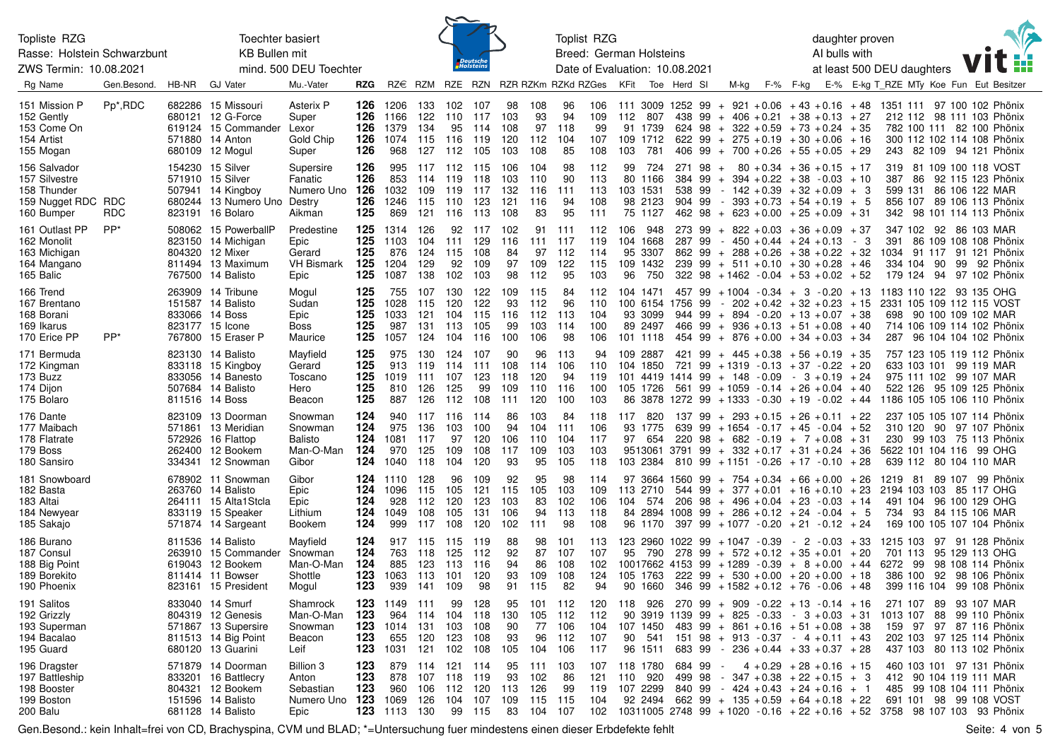Topliste RZG
Rasse: Holstein Schwarzbunt
ZWS Termin: 10.08.2021

Toechter basiert
KB Bullen mit
mind. 500 DEU Toechter

Toplist RZG
Breed: German Holsteins
Date of Evaluation: 10.08.2021

daughter proven
AI bulls with
at least 500 DEU daughters

| Rg | Name | Gen.Besond. | HB-NR | GJ | Vater | Mu.-Vater | RZG | RZ€ | RZM | RZE | RZN | RZR | RZKm | RZKd | RZGes | KFit | Toe | Herd | SI | | M-kg | F-% | F-kg | E-% | E-kg | T_RZE | MTy | Koe | Fun | Eut | Besitzer |
|---|---|---|---|---|---|---|---|---|---|---|---|---|---|---|---|---|---|---|---|---|---|---|---|---|---|---|---|---|---|---|---|
| 151 | Mission P | Pp*,RDC | 682286 | 15 | Missouri | Asterix P | 126 | 1206 | 133 | 102 | 107 | 98 | 108 | 96 | 106 | 111 | 3009 | 1252 | 99 | + | 921 | +0.06 | +43 | +0.16 | +48 | 1351 | 111 | 97 | 100 | 102 | Phönix |
| 152 | Gently | | 680121 | 12 | G-Force | Super | 126 | 1166 | 122 | 110 | 117 | 103 | 93 | 94 | 109 | 112 | 807 | 438 | 99 | + | 406 | +0.21 | +38 | +0.13 | +27 | 212 | 112 | 98 | 111 | 103 | Phönix |
| 153 | Come On | | 619124 | 15 | Commander | Lexor | 126 | 1379 | 134 | 95 | 114 | 108 | 97 | 118 | 99 | 91 | 1739 | 624 | 98 | + | 322 | +0.59 | +73 | +0.24 | +35 | 782 | 100 | 111 | 82 | 100 | Phönix |
| 154 | Artist | | 571880 | 14 | Anton | Gold Chip | 126 | 1074 | 115 | 116 | 119 | 120 | 112 | 104 | 107 | 109 | 1712 | 622 | 99 | + | 275 | +0.19 | +30 | +0.06 | +16 | 300 | 112 | 102 | 114 | 108 | Phönix |
| 155 | Mogan | | 680109 | 12 | Mogul | Super | 126 | 968 | 127 | 112 | 105 | 103 | 108 | 85 | 108 | 103 | 781 | 406 | 99 | + | 700 | +0.26 | +55 | +0.05 | +29 | 243 | 82 | 109 | 94 | 121 | Phönix |
| 156 | Salvador | | 154230 | 15 | Silver | Supersire | 126 | 995 | 117 | 112 | 115 | 106 | 104 | 98 | 112 | 99 | 724 | 271 | 98 | + | 80 | +0.34 | +36 | +0.15 | +17 | 319 | 81 | 109 | 100 | 118 | VOST |
| 157 | Silvestre | | 571910 | 15 | Silver | Fanatic | 126 | 853 | 114 | 119 | 118 | 103 | 110 | 90 | 113 | 80 | 1166 | 384 | 99 | + | 394 | +0.22 | +38 | -0.03 | +10 | 387 | 86 | 92 | 115 | 123 | Phönix |
| 158 | Thunder | | 507941 | 14 | Kingboy | Numero Uno | 126 | 1032 | 109 | 119 | 117 | 132 | 116 | 111 | 113 | 103 | 1531 | 538 | 99 | - | 142 | +0.39 | +32 | +0.09 | +3 | 599 | 131 | 86 | 106 | 122 | MAR |
| 159 | Nugget RDC | RDC | 680244 | 13 | Numero Uno | Destry | 126 | 1246 | 115 | 110 | 123 | 121 | 116 | 94 | 108 | 98 | 2123 | 904 | 99 | - | 393 | +0.73 | +54 | +0.19 | +5 | 856 | 107 | 89 | 106 | 113 | Phönix |
| 160 | Bumper | RDC | 823191 | 16 | Bolaro | Aikman | 125 | 869 | 121 | 116 | 113 | 108 | 83 | 95 | 111 | 75 | 1127 | 462 | 98 | + | 623 | +0.00 | +25 | +0.09 | +31 | 342 | 98 | 101 | 114 | 113 | Phönix |
| 161 | Outlast PP | PP* | 508062 | 15 | PowerballP | Predestine | 125 | 1314 | 126 | 92 | 117 | 102 | 91 | 111 | 112 | 106 | 948 | 273 | 99 | + | 822 | +0.03 | +36 | +0.09 | +37 | 347 | 102 | 92 | 86 | 103 | MAR |
| 162 | Monolit | | 823150 | 14 | Michigan | Epic | 125 | 1103 | 104 | 111 | 129 | 116 | 111 | 117 | 119 | 104 | 1668 | 287 | 99 | - | 450 | +0.44 | +24 | +0.13 | -3 | 391 | 86 | 109 | 108 | 108 | Phönix |
| 163 | Michigan | | 804320 | 12 | Mixer | Gerard | 125 | 876 | 124 | 115 | 108 | 84 | 97 | 112 | 114 | 95 | 3307 | 862 | 99 | + | 288 | +0.26 | +38 | +0.22 | +32 | 1034 | 91 | 117 | 91 | 121 | Phönix |
| 164 | Mangano | | 811494 | 13 | Maximum | VH Bismark | 125 | 1204 | 129 | 92 | 109 | 97 | 109 | 122 | 115 | 109 | 1432 | 239 | 99 | + | 511 | +0.10 | +30 | +0.28 | +46 | 334 | 104 | 90 | 99 | 92 | Phönix |
| 165 | Balic | | 767500 | 14 | Balisto | Epic | 125 | 1087 | 138 | 102 | 103 | 98 | 112 | 95 | 103 | 96 | 750 | 322 | 98 | + | 1462 | -0.04 | +53 | +0.02 | +52 | 179 | 124 | 94 | 97 | 102 | Phönix |
| 166 | Trend | | 263909 | 14 | Tribune | Mogul | 125 | 755 | 107 | 130 | 122 | 109 | 115 | 84 | 112 | 104 | 1471 | 457 | 99 | + | 1004 | -0.34 | +3 | -0.20 | +13 | 1183 | 110 | 122 | 93 | 135 | OHG |
| 167 | Brentano | | 151587 | 14 | Balisto | Sudan | 125 | 1028 | 115 | 120 | 122 | 93 | 112 | 96 | 110 | 100 | 6154 | 1756 | 99 | - | 202 | +0.42 | +32 | +0.23 | +15 | 2331 | 105 | 109 | 112 | 115 | VOST |
| 168 | Borani | | 833066 | 14 | Boss | Epic | 125 | 1033 | 121 | 104 | 115 | 116 | 112 | 113 | 104 | 93 | 3099 | 944 | 99 | + | 894 | -0.20 | +13 | +0.07 | +38 | 698 | 90 | 100 | 109 | 102 | MAR |
| 169 | Ikarus | | 823177 | 15 | Icone | Boss | 125 | 987 | 131 | 113 | 105 | 99 | 103 | 114 | 100 | 89 | 2497 | 466 | 99 | + | 936 | +0.13 | +51 | +0.08 | +40 | 714 | 106 | 109 | 114 | 102 | Phönix |
| 170 | Erice PP | PP* | 767800 | 15 | Eraser P | Maurice | 125 | 1057 | 124 | 104 | 116 | 100 | 106 | 98 | 106 | 101 | 1118 | 454 | 99 | + | 876 | +0.00 | +34 | +0.03 | +34 | 287 | 96 | 104 | 104 | 102 | Phönix |
| 171 | Bermuda | | 823130 | 14 | Balisto | Mayfield | 125 | 975 | 130 | 124 | 107 | 90 | 96 | 113 | 94 | 109 | 2887 | 421 | 99 | + | 445 | +0.38 | +56 | +0.19 | +35 | 757 | 123 | 105 | 119 | 112 | Phönix |
| 172 | Kingman | | 833118 | 15 | Kingboy | Gerard | 125 | 913 | 119 | 114 | 111 | 108 | 114 | 106 | 110 | 104 | 1850 | 721 | 99 | + | 1319 | -0.13 | +37 | -0.22 | +20 | 633 | 103 | 101 | 99 | 119 | MAR |
| 173 | Buzz | | 833056 | 14 | Banesto | Toscano | 125 | 1019 | 111 | 107 | 123 | 118 | 120 | 94 | 119 | 101 | 4419 | 1414 | 99 | + | 148 | -0.09 | -3 | +0.19 | +24 | 975 | 111 | 102 | 99 | 107 | MAR |
| 174 | Dijon | | 507684 | 14 | Balisto | Hero | 125 | 810 | 126 | 125 | 99 | 109 | 110 | 116 | 100 | 105 | 1726 | 561 | 99 | + | 1059 | -0.14 | +26 | +0.04 | +40 | 522 | 126 | 95 | 109 | 125 | Phönix |
| 175 | Bolaro | | 811516 | 14 | Boss | Beacon | 125 | 887 | 126 | 112 | 108 | 111 | 120 | 100 | 103 | 86 | 3878 | 1272 | 99 | + | 1333 | -0.30 | +19 | -0.02 | +44 | 1186 | 105 | 105 | 106 | 110 | Phönix |
| 176 | Dante | | 823109 | 13 | Doorman | Snowman | 124 | 940 | 117 | 116 | 114 | 86 | 103 | 84 | 118 | 117 | 820 | 137 | 99 | + | 293 | +0.15 | +26 | +0.11 | +22 | 237 | 105 | 105 | 107 | 114 | Phönix |
| 177 | Maibach | | 571861 | 13 | Meridian | Snowman | 124 | 975 | 136 | 103 | 100 | 94 | 104 | 111 | 106 | 93 | 1775 | 639 | 99 | + | 1654 | -0.17 | +45 | -0.04 | +52 | 310 | 120 | 90 | 97 | 107 | Phönix |
| 178 | Flatrate | | 572926 | 16 | Flattop | Balisto | 124 | 1081 | 117 | 97 | 120 | 106 | 110 | 104 | 117 | 97 | 654 | 220 | 98 | + | 682 | -0.19 | +7 | +0.08 | +31 | 230 | 99 | 103 | 75 | 113 | Phönix |
| 179 | Boss | | 262400 | 12 | Bookem | Man-O-Man | 124 | 970 | 125 | 109 | 108 | 117 | 109 | 103 | 103 | 95 | 13061 | 3791 | 99 | + | 332 | +0.17 | +31 | +0.24 | +36 | 5622 | 101 | 104 | 116 | 99 | OHG |
| 180 | Sansiro | | 334341 | 12 | Snowman | Gibor | 124 | 1040 | 118 | 104 | 120 | 93 | 95 | 105 | 118 | 103 | 2384 | 810 | 99 | + | 1151 | -0.26 | +17 | -0.10 | +28 | 639 | 112 | 80 | 104 | 110 | MAR |
| 181 | Snowboard | | 678902 | 11 | Snowman | Gibor | 124 | 1110 | 128 | 96 | 109 | 92 | 95 | 98 | 114 | 97 | 3664 | 1560 | 99 | + | 754 | +0.34 | +66 | +0.00 | +26 | 1219 | 81 | 89 | 107 | 99 | Phönix |
| 182 | Basta | | 263760 | 14 | Balisto | Epic | 124 | 1096 | 115 | 105 | 121 | 115 | 105 | 103 | 109 | 113 | 2710 | 544 | 99 | + | 377 | +0.01 | +16 | +0.10 | +23 | 2194 | 103 | 103 | 85 | 117 | OHG |
| 183 | Altai | | 264111 | 15 | Alta1Stcla | Epic | 124 | 928 | 112 | 120 | 123 | 103 | 83 | 102 | 106 | 104 | 574 | 206 | 98 | + | 496 | +0.04 | +23 | -0.03 | +14 | 491 | 104 | 96 | 100 | 129 | OHG |
| 184 | Newyear | | 833119 | 15 | Speaker | Lithium | 124 | 1049 | 108 | 105 | 131 | 106 | 94 | 113 | 118 | 84 | 2894 | 1008 | 99 | + | 286 | +0.12 | +24 | -0.04 | +5 | 734 | 93 | 84 | 115 | 106 | MAR |
| 185 | Sakajo | | 571874 | 14 | Sargeant | Bookem | 124 | 999 | 117 | 108 | 120 | 102 | 111 | 98 | 108 | 96 | 1170 | 397 | 99 | + | 1077 | -0.20 | +21 | -0.12 | +24 | 169 | 100 | 105 | 107 | 104 | Phönix |
| 186 | Burano | | 811536 | 14 | Balisto | Mayfield | 124 | 917 | 115 | 115 | 119 | 88 | 98 | 101 | 113 | 123 | 2960 | 1022 | 99 | + | 1047 | -0.39 | -2 | -0.03 | +33 | 1215 | 103 | 97 | 91 | 128 | Phönix |
| 187 | Consul | | 263910 | 15 | Commander | Snowman | 124 | 763 | 118 | 125 | 112 | 92 | 87 | 107 | 107 | 95 | 790 | 278 | 99 | + | 572 | +0.12 | +35 | +0.01 | +20 | 701 | 113 | 95 | 129 | 113 | OHG |
| 188 | Big Point | | 619043 | 12 | Bookem | Man-O-Man | 124 | 885 | 123 | 113 | 116 | 94 | 86 | 108 | 102 | 100 | 17662 | 4153 | 99 | + | 1289 | -0.39 | +8 | +0.00 | +44 | 6272 | 99 | 98 | 108 | 114 | Phönix |
| 189 | Borekito | | 811474 | 11 | Bowser | Shottle | 123 | 1063 | 113 | 101 | 120 | 93 | 109 | 108 | 124 | 105 | 1763 | 222 | 99 | + | 530 | +0.00 | +20 | +0.00 | +18 | 386 | 100 | 92 | 98 | 106 | Phönix |
| 190 | Phoenix | | 823161 | 15 | President | Mogul | 123 | 939 | 141 | 109 | 98 | 91 | 115 | 82 | 94 | 90 | 1660 | 346 | 99 | + | 1582 | +0.12 | +76 | -0.06 | +48 | 399 | 116 | 104 | 99 | 108 | Phönix |
| 191 | Salitos | | 833040 | 14 | Smurf | Shamrock | 123 | 1149 | 111 | 99 | 128 | 95 | 101 | 112 | 120 | 118 | 926 | 270 | 99 | + | 909 | -0.22 | +13 | -0.14 | +16 | 271 | 107 | 89 | 93 | 107 | MAR |
| 192 | Grizzly | | 804319 | 12 | Genesis | Man-O-Man | 123 | 964 | 114 | 104 | 118 | 130 | 105 | 112 | 112 | 90 | 3919 | 1139 | 99 | + | 825 | -0.33 | -3 | +0.03 | +31 | 1013 | 107 | 88 | 99 | 110 | Phönix |
| 193 | Superman | | 571867 | 13 | Supersire | Snowman | 123 | 1014 | 131 | 103 | 108 | 90 | 77 | 106 | 104 | 107 | 1450 | 483 | 99 | + | 861 | +0.16 | +51 | +0.08 | +38 | 159 | 97 | 97 | 87 | 116 | Phönix |
| 194 | Bacalao | | 811513 | 14 | Big Point | Beacon | 123 | 655 | 120 | 123 | 108 | 93 | 96 | 112 | 107 | 90 | 541 | 151 | 98 | + | 913 | -0.37 | -4 | +0.11 | +43 | 202 | 103 | 97 | 125 | 114 | Phönix |
| 195 | Guard | | 680120 | 13 | Guarini | Leif | 123 | 1031 | 121 | 102 | 108 | 105 | 104 | 106 | 117 | 96 | 1511 | 683 | 99 | - | 236 | +0.44 | +33 | +0.37 | +28 | 437 | 103 | 80 | 113 | 102 | Phönix |
| 196 | Dragster | | 571879 | 14 | Doorman | Billion 3 | 123 | 879 | 114 | 121 | 114 | 95 | 111 | 103 | 107 | 118 | 1780 | 684 | 99 | - | 4 | +0.29 | +28 | +0.16 | +15 | 460 | 103 | 101 | 97 | 131 | Phönix |
| 197 | Battleship | | 833201 | 16 | Battlecry | Anton | 123 | 878 | 107 | 118 | 119 | 93 | 102 | 86 | 121 | 110 | 920 | 499 | 98 | - | 347 | +0.38 | +22 | +0.15 | +3 | 412 | 90 | 104 | 119 | 111 | MAR |
| 198 | Booster | | 804321 | 12 | Bookem | Sebastian | 123 | 960 | 106 | 112 | 120 | 113 | 126 | 99 | 119 | 107 | 2299 | 840 | 99 | - | 424 | +0.43 | +24 | +0.16 | +1 | 485 | 99 | 108 | 104 | 111 | Phönix |
| 199 | Boston | | 151596 | 14 | Balisto | Numero Uno | 123 | 1069 | 126 | 104 | 107 | 109 | 115 | 115 | 104 | 92 | 2494 | 662 | 99 | + | 135 | +0.59 | +64 | +0.18 | +22 | 691 | 101 | 98 | 99 | 108 | VOST |
| 200 | Balu | | 681128 | 14 | Balisto | Epic | 123 | 1113 | 130 | 99 | 115 | 83 | 104 | 107 | 102 | 103 | 11005 | 2748 | 99 | + | 1020 | -0.16 | +22 | +0.16 | +52 | 3758 | 98 | 107 | 103 | 93 | Phönix |

Gen.Besond.: kein Inhalt=frei von CD, Brachyspina, CVM und BLAD; *=Untersuchung fuer mindestens einen dieser Erbdefekte fehlt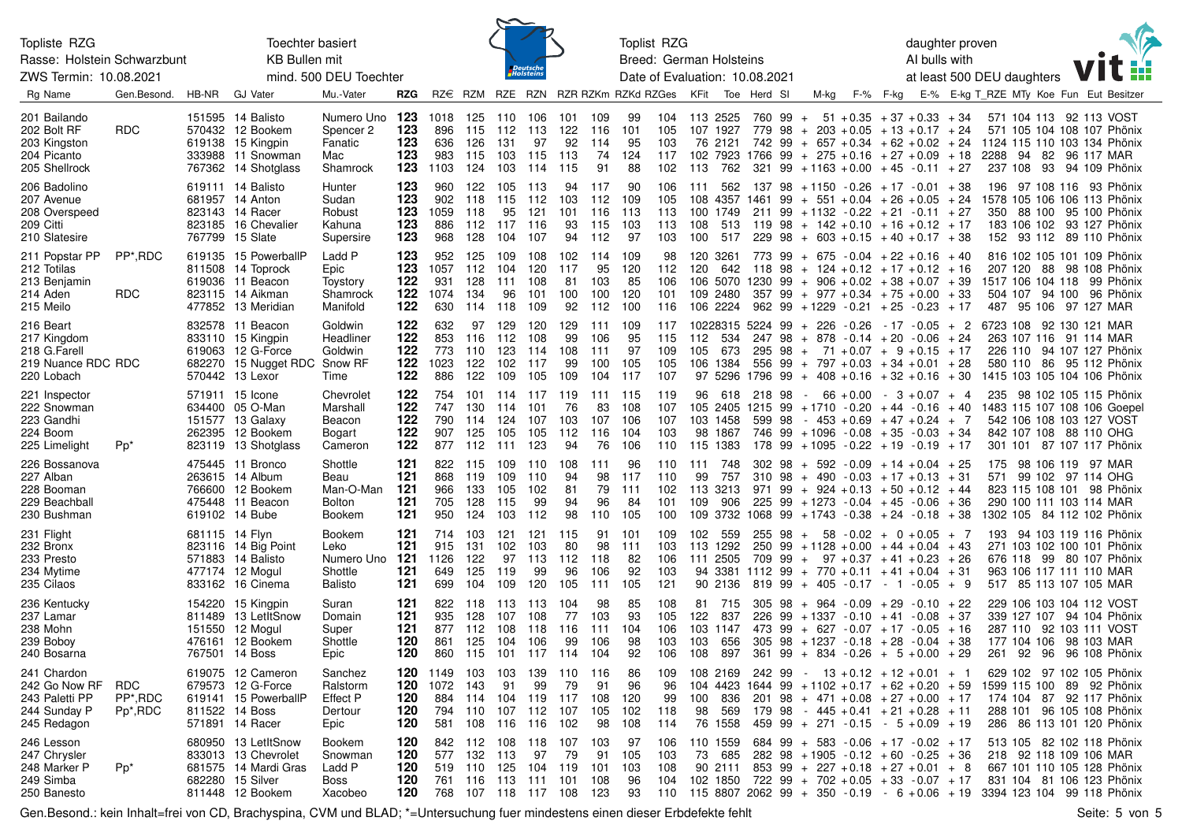Topliste RZG
Rasse: Holstein Schwarzbunt
ZWS Termin: 10.08.2021

Toechter basiert
KB Bullen mit
mind. 500 DEU Toechter

Toplist RZG
Breed: German Holsteins
Date of Evaluation: 10.08.2021

daughter proven
AI bulls with
at least 500 DEU daughters

| Rg | Name | Gen.Besond. | HB-NR | GJ | Vater | Mu.-Vater | RZG | RZ€ | RZM | RZE | RZN | RZR | RZKm | RZKd | RZGes | KFit | Toe | Herd | SI | M-kg | F-% | F-kg | E-% | E-kg | T_RZE | MTy | Koe | Fun | Eut | Besitzer |
|---|---|---|---|---|---|---|---|---|---|---|---|---|---|---|---|---|---|---|---|---|---|---|---|---|---|---|---|---|---|---|
| 201 | Bailando | | 151595 | 14 | Balisto | Numero Uno | 123 | 1018 | 125 | 110 | 106 | 101 | 109 | 99 | 104 | 113 | 2525 | 760 | 99 | + 51 | +0.35 | +37 | +0.33 | +34 | 571 | 104 | 113 | 92 | 113 | VOST |
| 202 | Bolt RF | RDC | 570432 | 12 | Bookem | Spencer 2 | 123 | 896 | 115 | 112 | 113 | 122 | 116 | 101 | 105 | 107 | 1927 | 779 | 98 | + 203 | +0.05 | +13 | +0.17 | +24 | 571 | 105 | 104 | 108 | 107 | Phönix |
| 203 | Kingston | | 619138 | 15 | Kingpin | Fanatic | 123 | 636 | 126 | 131 | 97 | 92 | 114 | 95 | 103 | 76 | 2121 | 742 | 99 | + 657 | +0.34 | +62 | +0.02 | +24 | 1124 | 115 | 110 | 103 | 134 | Phönix |
| 204 | Picanto | | 333988 | 11 | Snowman | Mac | 123 | 983 | 115 | 103 | 115 | 113 | 74 | 124 | 117 | 102 | 7923 | 1766 | 99 | + 275 | +0.16 | +27 | +0.09 | +18 | 2288 | 94 | 82 | 96 | 117 | MAR |
| 205 | Shellrock | | 767362 | 14 | Shotglass | Shamrock | 123 | 1103 | 124 | 103 | 114 | 115 | 91 | 88 | 102 | 113 | 762 | 321 | 99 | +1163 | +0.00 | +45 | -0.11 | +27 | 237 | 108 | 93 | 94 | 109 | Phönix |
| 206 | Badolino | | 619111 | 14 | Balisto | Hunter | 123 | 960 | 122 | 105 | 113 | 94 | 117 | 90 | 106 | 111 | 562 | 137 | 98 | +1150 | -0.26 | +17 | -0.01 | +38 | 196 | 97 | 108 | 116 | 93 | Phönix |
| 207 | Avenue | | 681957 | 14 | Anton | Sudan | 123 | 902 | 118 | 115 | 112 | 103 | 112 | 109 | 105 | 108 | 4357 | 1461 | 99 | + 551 | +0.04 | +26 | +0.05 | +24 | 1578 | 105 | 106 | 113 | Phönix |
| 208 | Overspeed | | 823143 | 14 | Racer | Robust | 123 | 1059 | 118 | 95 | 121 | 101 | 116 | 113 | 113 | 100 | 1749 | 211 | 99 | +1132 | -0.22 | +21 | -0.11 | +27 | 350 | 88 | 100 | 95 | 100 | Phönix |
| 209 | Citti | | 823185 | 16 | Chevalier | Kahuna | 123 | 886 | 112 | 117 | 116 | 93 | 115 | 103 | 113 | 108 | 513 | 119 | 98 | + 142 | +0.10 | +16 | +0.12 | +17 | 183 | 106 | 102 | 93 | 127 | Phönix |
| 210 | Slatesire | | 767799 | 15 | Slate | Supersire | 123 | 968 | 128 | 104 | 107 | 94 | 112 | 97 | 103 | 100 | 517 | 229 | 98 | + 603 | +0.15 | +40 | +0.17 | +38 | 152 | 93 | 112 | 89 | 110 | Phönix |
| 211 | Popstar PP | PP*,RDC | 619135 | 15 | PowerballP | Ladd P | 123 | 952 | 125 | 109 | 108 | 102 | 114 | 109 | 98 | 120 | 3261 | 773 | 99 | + 675 | -0.04 | +22 | +0.16 | +40 | 816 | 102 | 105 | 101 | 109 | Phönix |
| 212 | Totilas | | 811508 | 14 | Toprock | Epic | 123 | 1057 | 112 | 104 | 120 | 117 | 95 | 120 | 112 | 120 | 642 | 118 | 98 | + 124 | +0.12 | +17 | +0.12 | +16 | 207 | 120 | 88 | 98 | 108 | Phönix |
| 213 | Benjamin | | 619036 | 11 | Beacon | Toystory | 122 | 931 | 128 | 111 | 108 | 81 | 103 | 85 | 106 | 106 | 5070 | 1230 | 99 | + 906 | +0.02 | +38 | +0.07 | +39 | 1517 | 106 | 104 | 118 | 99 | Phönix |
| 214 | Aden | RDC | 823115 | 14 | Aikman | Shamrock | 122 | 1074 | 134 | 96 | 101 | 100 | 100 | 120 | 101 | 109 | 2480 | 357 | 99 | + 977 | +0.34 | +75 | +0.00 | +33 | 504 | 107 | 94 | 100 | 96 | Phönix |
| 215 | Meilo | | 477852 | 13 | Meridian | Manifold | 122 | 630 | 114 | 118 | 109 | 92 | 112 | 100 | 116 | 106 | 2224 | 962 | 99 | +1229 | -0.21 | +25 | -0.23 | +17 | 487 | 95 | 106 | 97 | 127 | MAR |
| 216 | Beart | | 832578 | 11 | Beacon | Goldwin | 122 | 632 | 97 | 129 | 120 | 129 | 111 | 109 | 117 | 102 | 28315 | 5224 | 99 | + 226 | -0.26 | -17 | -0.05 | + 2 | 6723 | 108 | 92 | 130 | 121 | MAR |
| 217 | Kingdom | | 833110 | 15 | Kingpin | Headliner | 122 | 853 | 116 | 112 | 108 | 99 | 106 | 95 | 115 | 112 | 534 | 247 | 98 | + 878 | -0.14 | +20 | -0.06 | +24 | 263 | 107 | 116 | 91 | 114 | MAR |
| 218 | G.Farell | | 619063 | 12 | G-Force | Goldwin | 122 | 773 | 110 | 123 | 114 | 108 | 111 | 97 | 109 | 105 | 673 | 295 | 98 | + 71 | +0.07 | + 9 | +0.15 | +17 | 226 | 110 | 94 | 107 | 127 | Phönix |
| 219 | Nuance RDC | RDC | 682270 | 15 | Nugget RDC | Snow RF | 122 | 1023 | 122 | 102 | 117 | 99 | 100 | 105 | 105 | 106 | 1384 | 556 | 99 | + 797 | +0.03 | +34 | +0.01 | +28 | 580 | 110 | 86 | 95 | 112 | Phönix |
| 220 | Lobach | | 570442 | 13 | Lexor | Time | 122 | 886 | 122 | 109 | 105 | 109 | 104 | 117 | 107 | 97 | 5296 | 1796 | 99 | + 408 | +0.16 | +32 | +0.16 | +30 | 1415 | 103 | 105 | 104 | 106 | Phönix |
| 221 | Inspector | | 571911 | 15 | Icone | Chevrolet | 122 | 754 | 101 | 114 | 117 | 119 | 111 | 115 | 119 | 96 | 618 | 218 | 98 | - 66 | +0.00 | - 3 | +0.07 | + 4 | 235 | 98 | 102 | 105 | 115 | Phönix |
| 222 | Snowman | | 634400 | 05 | O-Man | Marshall | 122 | 747 | 130 | 114 | 101 | 76 | 83 | 108 | 107 | 105 | 2405 | 1215 | 99 | +1710 | -0.20 | +44 | -0.16 | +40 | 1483 | 115 | 107 | 108 | 106 | Goepel |
| 223 | Gandhi | | 151577 | 13 | Galaxy | Beacon | 122 | 790 | 114 | 124 | 107 | 103 | 107 | 106 | 107 | 103 | 1458 | 599 | 98 | - 453 | +0.69 | +47 | +0.24 | + 7 | 542 | 106 | 108 | 103 | 127 | VOST |
| 224 | Boom | | 262395 | 12 | Bookem | Bogart | 122 | 907 | 125 | 105 | 105 | 112 | 116 | 104 | 103 | 98 | 1867 | 746 | 99 | +1096 | -0.08 | +35 | -0.03 | +34 | 842 | 107 | 108 | 88 | 110 | OHG |
| 225 | Limelight | Pp* | 823119 | 13 | Shotglass | Cameron | 122 | 877 | 112 | 111 | 123 | 94 | 76 | 106 | 110 | 115 | 1383 | 178 | 99 | +1095 | -0.22 | +19 | -0.19 | +17 | 301 | 101 | 87 | 107 | 117 | Phönix |
| 226 | Bossanova | | 475445 | 11 | Bronco | Shottle | 121 | 822 | 115 | 109 | 110 | 108 | 111 | 96 | 110 | 111 | 748 | 302 | 98 | + 592 | -0.09 | +14 | +0.04 | +25 | 175 | 98 | 106 | 119 | 97 | MAR |
| 227 | Alban | | 263615 | 14 | Album | Beau | 121 | 868 | 119 | 109 | 110 | 94 | 98 | 117 | 110 | 99 | 757 | 310 | 98 | + 490 | -0.03 | +17 | +0.13 | +31 | 571 | 99 | 102 | 97 | 114 | OHG |
| 228 | Booman | | 766600 | 12 | Bookem | Man-O-Man | 121 | 966 | 133 | 105 | 102 | 81 | 79 | 111 | 102 | 113 | 3213 | 971 | 99 | + 924 | +0.13 | +50 | +0.12 | +44 | 823 | 115 | 108 | 101 | 98 | Phönix |
| 229 | Beachball | | 475448 | 11 | Beacon | Bolton | 121 | 705 | 128 | 115 | 99 | 94 | 96 | 84 | 101 | 109 | 906 | 225 | 99 | +1273 | -0.04 | +45 | -0.06 | +36 | 290 | 100 | 111 | 103 | 114 | MAR |
| 230 | Bushman | | 619102 | 14 | Bube | Bookem | 121 | 950 | 124 | 103 | 112 | 98 | 110 | 105 | 100 | 109 | 3732 | 1068 | 99 | +1743 | -0.38 | +24 | -0.18 | +38 | 1302 | 105 | 84 | 112 | 102 | Phönix |
| 231 | Flight | | 681115 | 14 | Flyn | Bookem | 121 | 714 | 103 | 121 | 121 | 115 | 91 | 101 | 109 | 102 | 559 | 255 | 98 | + 58 | -0.02 | + 0 | +0.05 | + 7 | 193 | 94 | 103 | 119 | 116 | Phönix |
| 232 | Bronx | | 823116 | 14 | Big Point | Leko | 121 | 915 | 131 | 102 | 103 | 80 | 98 | 111 | 103 | 113 | 1292 | 250 | 99 | +1128 | +0.00 | +44 | +0.04 | +43 | 271 | 103 | 102 | 100 | 101 | Phönix |
| 233 | Presto | | 571883 | 14 | Balisto | Numero Uno | 121 | 1126 | 122 | 97 | 113 | 112 | 118 | 82 | 106 | 111 | 2505 | 709 | 99 | + 97 | +0.37 | +41 | +0.23 | +26 | 676 | 118 | 99 | 80 | 107 | Phönix |
| 234 | Mytime | | 477174 | 12 | Mogul | Shottle | 121 | 649 | 125 | 119 | 99 | 96 | 106 | 92 | 103 | 94 | 3381 | 1112 | 99 | + 770 | +0.11 | +41 | +0.04 | +31 | 963 | 106 | 117 | 111 | 110 | MAR |
| 235 | Cilaos | | 833162 | 16 | Cinema | Balisto | 121 | 699 | 104 | 109 | 120 | 105 | 111 | 105 | 121 | 90 | 2136 | 819 | 99 | + 405 | -0.17 | - 1 | -0.05 | + 9 | 517 | 85 | 113 | 107 | 105 | MAR |
| 236 | Kentucky | | 154220 | 15 | Kingpin | Suran | 121 | 822 | 118 | 113 | 113 | 104 | 98 | 85 | 108 | 81 | 715 | 305 | 98 | + 964 | -0.09 | +29 | -0.10 | +22 | 229 | 106 | 103 | 104 | 112 | VOST |
| 237 | Lamar | | 811489 | 13 | LetItSnow | Domain | 121 | 935 | 128 | 107 | 108 | 77 | 103 | 93 | 105 | 122 | 837 | 226 | 99 | +1337 | -0.10 | +41 | -0.08 | +37 | 339 | 127 | 107 | 94 | 104 | Phönix |
| 238 | Mohn | | 151550 | 12 | Mogul | Super | 121 | 877 | 112 | 108 | 118 | 116 | 111 | 104 | 106 | 103 | 1147 | 473 | 99 | + 627 | -0.07 | +17 | -0.05 | +16 | 287 | 110 | 92 | 103 | 111 | VOST |
| 239 | Boboy | | 476161 | 12 | Bookem | Shottle | 120 | 861 | 125 | 104 | 106 | 99 | 106 | 98 | 103 | 103 | 656 | 305 | 98 | +1237 | -0.18 | +28 | -0.04 | +38 | 177 | 104 | 106 | 98 | 103 | MAR |
| 240 | Bosarna | | 767501 | 14 | Boss | Epic | 120 | 860 | 115 | 101 | 117 | 114 | 104 | 92 | 106 | 108 | 897 | 361 | 99 | + 834 | -0.26 | + 5 | +0.00 | +29 | 261 | 92 | 96 | 96 | 108 | Phönix |
| 241 | Chardon | | 619075 | 12 | Cameron | Sanchez | 120 | 1149 | 103 | 103 | 139 | 110 | 116 | 86 | 109 | 108 | 2169 | 242 | 99 | - 13 | +0.12 | +12 | +0.01 | + 1 | 629 | 102 | 97 | 102 | 105 | Phönix |
| 242 | Go Now RF | RDC | 679573 | 12 | G-Force | Ralstorm | 120 | 1072 | 143 | 91 | 99 | 79 | 91 | 96 | 96 | 104 | 4423 | 1644 | 99 | +1102 | +0.17 | +62 | +0.20 | +59 | 1599 | 115 | 100 | 89 | 92 | Phönix |
| 243 | Paletti PP | PP*,RDC | 619141 | 15 | PowerballP | Effect P | 120 | 884 | 114 | 104 | 119 | 117 | 108 | 120 | 99 | 100 | 836 | 201 | 98 | + 471 | +0.08 | +27 | +0.00 | +17 | 174 | 104 | 87 | 92 | 117 | Phönix |
| 244 | Sunday P | Pp*,RDC | 811522 | 14 | Boss | Dertour | 120 | 794 | 110 | 107 | 112 | 107 | 105 | 102 | 118 | 98 | 569 | 179 | 98 | - 445 | +0.41 | +21 | +0.28 | +11 | 288 | 101 | 96 | 105 | 108 | Phönix |
| 245 | Redagon | | 571891 | 14 | Racer | Epic | 120 | 581 | 108 | 116 | 116 | 102 | 98 | 108 | 114 | 76 | 1558 | 459 | 99 | + 271 | -0.15 | - 5 | +0.09 | +19 | 286 | 86 | 113 | 101 | 120 | Phönix |
| 246 | Lesson | | 680950 | 13 | LetItSnow | Bookem | 120 | 842 | 112 | 108 | 118 | 107 | 103 | 97 | 106 | 110 | 1559 | 684 | 99 | + 583 | -0.06 | +17 | -0.02 | +17 | 513 | 105 | 82 | 102 | 118 | Phönix |
| 247 | Chrysler | | 833013 | 13 | Chevrolet | Snowman | 120 | 577 | 132 | 113 | 97 | 79 | 91 | 105 | 103 | 73 | 685 | 282 | 98 | +1905 | -0.12 | +60 | -0.25 | +36 | 218 | 92 | 118 | 109 | 106 | MAR |
| 248 | Marker P | Pp* | 681575 | 14 | Mardi Gras | Ladd P | 120 | 519 | 110 | 125 | 104 | 119 | 101 | 103 | 108 | 90 | 2111 | 853 | 99 | + 227 | +0.18 | +27 | +0.01 | + 8 | 667 | 101 | 110 | 105 | 128 | Phönix |
| 249 | Simba | | 682280 | 15 | Silver | Boss | 120 | 761 | 116 | 113 | 111 | 101 | 108 | 96 | 104 | 102 | 1850 | 722 | 99 | + 702 | +0.05 | +33 | -0.07 | +17 | 831 | 104 | 81 | 106 | 123 | Phönix |
| 250 | Banesto | | 811448 | 12 | Bookem | Xacobeo | 120 | 768 | 107 | 118 | 117 | 108 | 123 | 93 | 110 | 115 | 8807 | 2062 | 99 | + 350 | -0.19 | - 6 | +0.06 | +19 | 3394 | 123 | 104 | 99 | 118 | Phönix |

Gen.Besond.: kein Inhalt=frei von CD, Brachyspina, CVM und BLAD; *=Untersuchung fuer mindestens einen dieser Erbdefekte fehlt